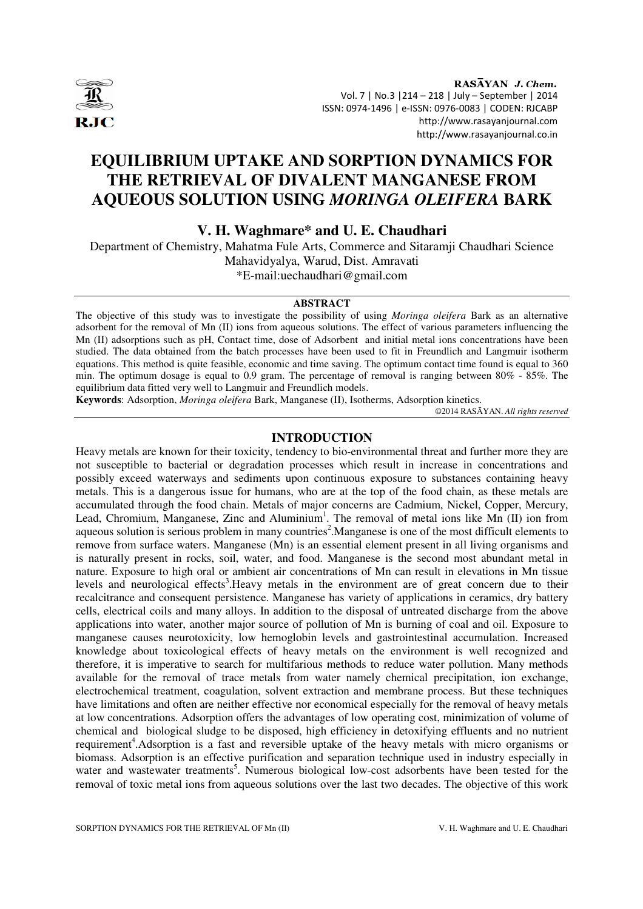# EQUILIBRIUM UPTAKE AND SORPTION DYNAMICS FOR THE RETRIEVAL OF DIVALENT MANGANESE FROM AQUEOUS SOLUTION USING *MORINGA OLEIFERA* BARK

**V. H. Waghmare* and U. E. Chaudhari**

Department of Chemistry, Mahatma Fule Arts, Commerce and Sitaramji Chaudhari Science Mahavidyalya, Warud, Dist. Amravati

*E-mail:uechaudhari@gmail.com

## ABSTRACT

The objective of this study was to investigate the possibility of using *Moringa oleifera* Bark as an alternative adsorbent for the removal of Mn (II) ions from aqueous solutions. The effect of various parameters influencing the Mn (II) adsorptions such as pH, Contact time, dose of Adsorbent and initial metal ions concentrations have been studied. The data obtained from the batch processes have been used to fit in Freundlich and Langmuir isotherm equations. This method is quite feasible, economic and time saving. The optimum contact time found is equal to 360 min. The optimum dosage is equal to 0.9 gram. The percentage of removal is ranging between 80% - 85%. The equilibrium data fitted very well to Langmuir and Freundlich models.

**Keywords**: Adsorption, *Moringa oleifera* Bark, Manganese (II), Isotherms, Adsorption kinetics.

©2014 RASĀYAN. *All rights reserved*

## INTRODUCTION

Heavy metals are known for their toxicity, tendency to bio-environmental threat and further more they are not susceptible to bacterial or degradation processes which result in increase in concentrations and possibly exceed waterways and sediments upon continuous exposure to substances containing heavy metals. This is a dangerous issue for humans, who are at the top of the food chain, as these metals are accumulated through the food chain. Metals of major concerns are Cadmium, Nickel, Copper, Mercury, Lead, Chromium, Manganese, Zinc and Aluminium[1]. The removal of metal ions like Mn (II) ion from aqueous solution is serious problem in many countries[2].Manganese is one of the most difficult elements to remove from surface waters. Manganese (Mn) is an essential element present in all living organisms and is naturally present in rocks, soil, water, and food. Manganese is the second most abundant metal in nature. Exposure to high oral or ambient air concentrations of Mn can result in elevations in Mn tissue levels and neurological effects[3].Heavy metals in the environment are of great concern due to their recalcitrance and consequent persistence. Manganese has variety of applications in ceramics, dry battery cells, electrical coils and many alloys. In addition to the disposal of untreated discharge from the above applications into water, another major source of pollution of Mn is burning of coal and oil. Exposure to manganese causes neurotoxicity, low hemoglobin levels and gastrointestinal accumulation. Increased knowledge about toxicological effects of heavy metals on the environment is well recognized and therefore, it is imperative to search for multifarious methods to reduce water pollution. Many methods available for the removal of trace metals from water namely chemical precipitation, ion exchange, electrochemical treatment, coagulation, solvent extraction and membrane process. But these techniques have limitations and often are neither effective nor economical especially for the removal of heavy metals at low concentrations. Adsorption offers the advantages of low operating cost, minimization of volume of chemical and biological sludge to be disposed, high efficiency in detoxifying effluents and no nutrient requirement[4].Adsorption is a fast and reversible uptake of the heavy metals with micro organisms or biomass. Adsorption is an effective purification and separation technique used in industry especially in water and wastewater treatments[5]. Numerous biological low-cost adsorbents have been tested for the removal of toxic metal ions from aqueous solutions over the last two decades. The objective of this work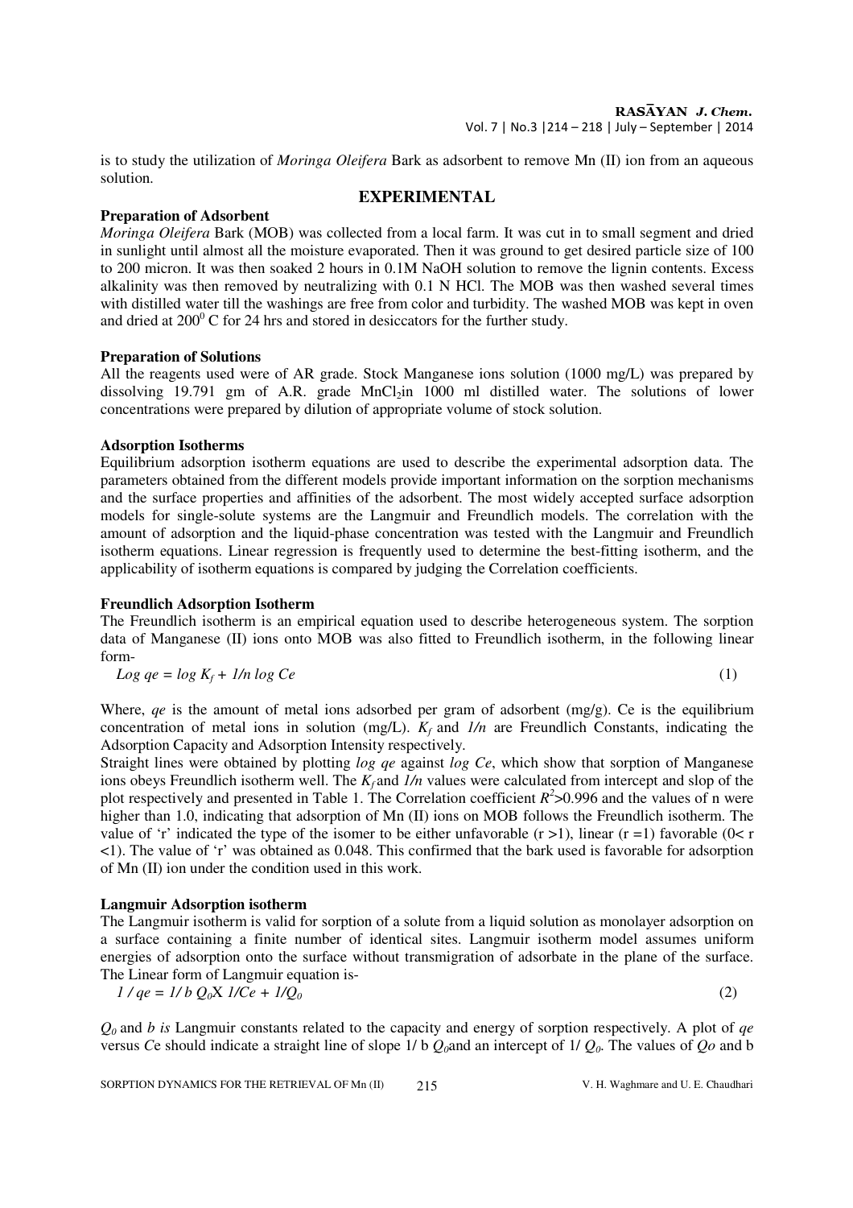is to study the utilization of *Moringa Oleifera* Bark as adsorbent to remove Mn (II) ion from an aqueous solution.

## EXPERIMENTAL

### Preparation of Adsorbent

*Moringa Oleifera* Bark (MOB) was collected from a local farm. It was cut in to small segment and dried in sunlight until almost all the moisture evaporated. Then it was ground to get desired particle size of 100 to 200 micron. It was then soaked 2 hours in 0.1M NaOH solution to remove the lignin contents. Excess alkalinity was then removed by neutralizing with 0.1 N HCl. The MOB was then washed several times with distilled water till the washings are free from color and turbidity. The washed MOB was kept in oven and dried at $200^0$ C for 24 hrs and stored in desiccators for the further study.

### Preparation of Solutions

All the reagents used were of AR grade. Stock Manganese ions solution (1000 mg/L) was prepared by dissolving 19.791 gm of A.R. grade $MnCl_2$in 1000 ml distilled water. The solutions of lower concentrations were prepared by dilution of appropriate volume of stock solution.

### Adsorption Isotherms

Equilibrium adsorption isotherm equations are used to describe the experimental adsorption data. The parameters obtained from the different models provide important information on the sorption mechanisms and the surface properties and affinities of the adsorbent. The most widely accepted surface adsorption models for single-solute systems are the Langmuir and Freundlich models. The correlation with the amount of adsorption and the liquid-phase concentration was tested with the Langmuir and Freundlich isotherm equations. Linear regression is frequently used to determine the best-fitting isotherm, and the applicability of isotherm equations is compared by judging the Correlation coefficients.

### Freundlich Adsorption Isotherm

The Freundlich isotherm is an empirical equation used to describe heterogeneous system. The sorption data of Manganese (II) ions onto MOB was also fitted to Freundlich isotherm, in the following linear form-

$$Log\ qe = \log K_f + 1/n \log Ce \quad (1)$$

Where, *qe* is the amount of metal ions adsorbed per gram of adsorbent (mg/g). Ce is the equilibrium concentration of metal ions in solution (mg/L). $K_f$ and $1/n$ are Freundlich Constants, indicating the Adsorption Capacity and Adsorption Intensity respectively.

Straight lines were obtained by plotting *log qe* against *log Ce*, which show that sorption of Manganese ions obeys Freundlich isotherm well. The $K_f$ and $1/n$ values were calculated from intercept and slop of the plot respectively and presented in Table 1. The Correlation coefficient $R^2$>0.996 and the values of n were higher than 1.0, indicating that adsorption of Mn (II) ions on MOB follows the Freundlich isotherm. The value of 'r' indicated the type of the isomer to be either unfavorable (r >1), linear (r =1) favorable (0< r <1). The value of 'r' was obtained as 0.048. This confirmed that the bark used is favorable for adsorption of Mn (II) ion under the condition used in this work.

### Langmuir Adsorption isotherm

The Langmuir isotherm is valid for sorption of a solute from a liquid solution as monolayer adsorption on a surface containing a finite number of identical sites. Langmuir isotherm model assumes uniform energies of adsorption onto the surface without transmigration of adsorbate in the plane of the surface. The Linear form of Langmuir equation is-

$$1 / qe = 1/ b\ Q_0 X\ 1/Ce + 1/Q_0 \quad (2)$$

$Q_0$ and *b is* Langmuir constants related to the capacity and energy of sorption respectively. A plot of *qe* versus *C*e should indicate a straight line of slope 1/ b $Q_0$and an intercept of 1/ $Q_0$. The values of *Qo* and b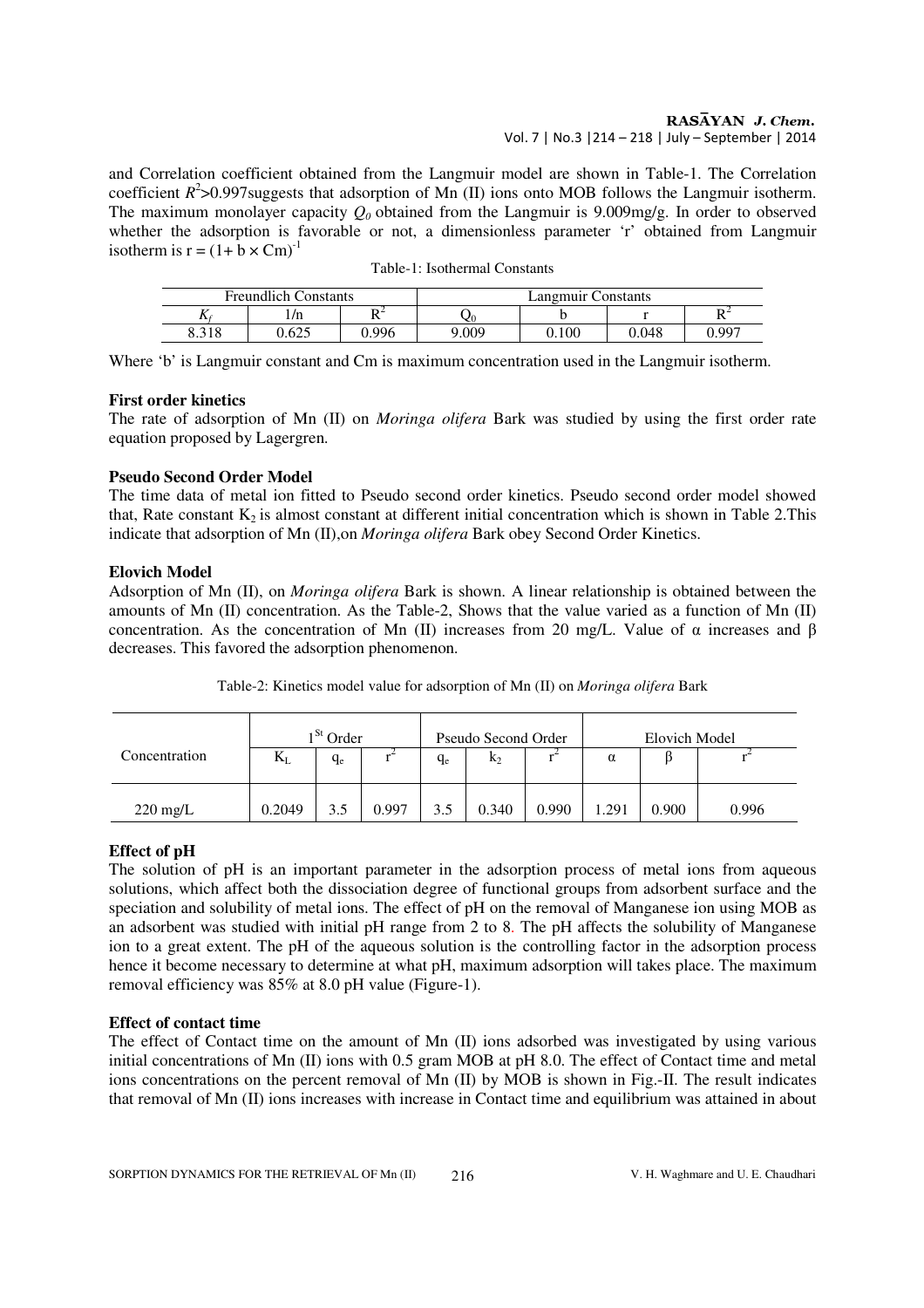and Correlation coefficient obtained from the Langmuir model are shown in Table-1. The Correlation coefficient $R^2$>0.997suggests that adsorption of Mn (II) ions onto MOB follows the Langmuir isotherm. The maximum monolayer capacity $Q_0$ obtained from the Langmuir is 9.009mg/g. In order to observed whether the adsorption is favorable or not, a dimensionless parameter 'r' obtained from Langmuir isotherm is $r = (1+ b \times Cm)^{-1}$

Table-1: Isothermal Constants

| Freundlich Constants | | | Langmuir Constants | | | |
|---|---|---|---|---|---|---|
| $K_f$ | 1/n | $R^2$ | $Q_0$ | b | r | $R^2$ |
| 8.318 | 0.625 | 0.996 | 9.009 | 0.100 | 0.048 | 0.997 |

Where 'b' is Langmuir constant and Cm is maximum concentration used in the Langmuir isotherm.

**First order kinetics**

The rate of adsorption of Mn (II) on *Moringa olifera* Bark was studied by using the first order rate equation proposed by Lagergren.

**Pseudo Second Order Model**

The time data of metal ion fitted to Pseudo second order kinetics. Pseudo second order model showed that, Rate constant $K_2$ is almost constant at different initial concentration which is shown in Table 2.This indicate that adsorption of Mn (II),on *Moringa olifera* Bark obey Second Order Kinetics.

**Elovich Model**

Adsorption of Mn (II), on *Moringa olifera* Bark is shown. A linear relationship is obtained between the amounts of Mn (II) concentration. As the Table-2, Shows that the value varied as a function of Mn (II) concentration. As the concentration of Mn (II) increases from 20 mg/L. Value of α increases and β decreases. This favored the adsorption phenomenon.

Table-2: Kinetics model value for adsorption of Mn (II) on *Moringa olifera* Bark

| Concentration | $1^{St}$ Order | | | Pseudo Second Order | | | Elovich Model | | |
|---|---|---|---|---|---|---|---|---|---|
| | $K_L$ | $q_e$ | $r^2$ | $q_e$ | $k_2$ | $r^2$ | α | β | $r^2$ |
| 220 mg/L | 0.2049 | 3.5 | 0.997 | 3.5 | 0.340 | 0.990 | 1.291 | 0.900 | 0.996 |

**Effect of pH**

The solution of pH is an important parameter in the adsorption process of metal ions from aqueous solutions, which affect both the dissociation degree of functional groups from adsorbent surface and the speciation and solubility of metal ions. The effect of pH on the removal of Manganese ion using MOB as an adsorbent was studied with initial pH range from 2 to 8. The pH affects the solubility of Manganese ion to a great extent. The pH of the aqueous solution is the controlling factor in the adsorption process hence it become necessary to determine at what pH, maximum adsorption will takes place. The maximum removal efficiency was 85% at 8.0 pH value (Figure-1).

**Effect of contact time**

The effect of Contact time on the amount of Mn (II) ions adsorbed was investigated by using various initial concentrations of Mn (II) ions with 0.5 gram MOB at pH 8.0. The effect of Contact time and metal ions concentrations on the percent removal of Mn (II) by MOB is shown in Fig.-II. The result indicates that removal of Mn (II) ions increases with increase in Contact time and equilibrium was attained in about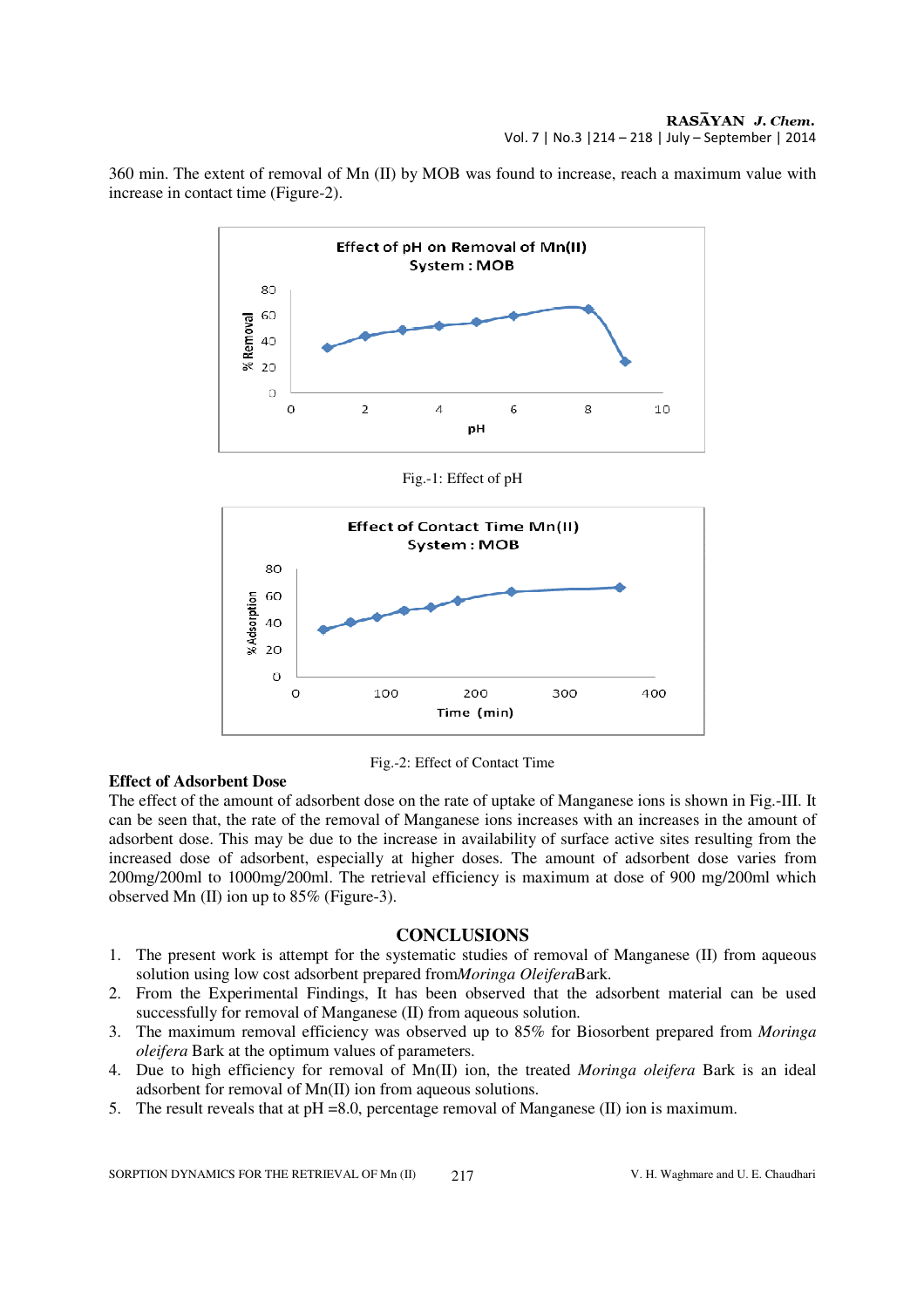360 min. The extent of removal of Mn (II) by MOB was found to increase, reach a maximum value with increase in contact time (Figure-2).

Fig.-1: Effect of pH

Fig.-2: Effect of Contact Time

**Effect of Adsorbent Dose**

The effect of the amount of adsorbent dose on the rate of uptake of Manganese ions is shown in Fig.-III. It can be seen that, the rate of the removal of Manganese ions increases with an increases in the amount of adsorbent dose. This may be due to the increase in availability of surface active sites resulting from the increased dose of adsorbent, especially at higher doses. The amount of adsorbent dose varies from 200mg/200ml to 1000mg/200ml. The retrieval efficiency is maximum at dose of 900 mg/200ml which observed Mn (II) ion up to 85% (Figure-3).

## CONCLUSIONS

1. The present work is attempt for the systematic studies of removal of Manganese (II) from aqueous solution using low cost adsorbent prepared from*Moringa Oleifera*Bark.
2. From the Experimental Findings, It has been observed that the adsorbent material can be used successfully for removal of Manganese (II) from aqueous solution.
3. The maximum removal efficiency was observed up to 85% for Biosorbent prepared from *Moringa oleifera* Bark at the optimum values of parameters.
4. Due to high efficiency for removal of Mn(II) ion, the treated *Moringa oleifera* Bark is an ideal adsorbent for removal of Mn(II) ion from aqueous solutions.
5. The result reveals that at pH =8.0, percentage removal of Manganese (II) ion is maximum.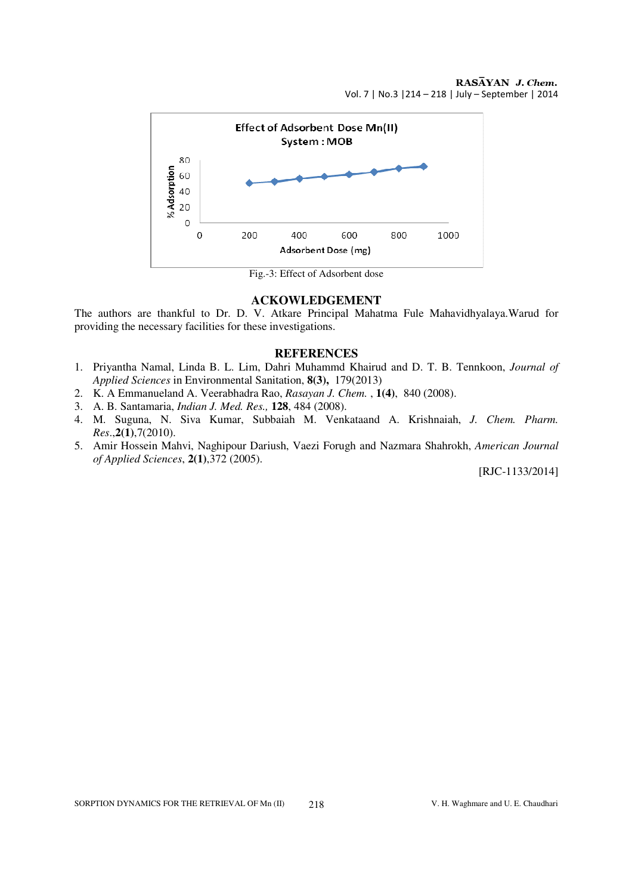Effect of Adsorbent Dose Mn(II)
System : MOB

% Adsorption

80
60
40
20
0

0 200 400 600 800 1000

Adsorbent Dose (mg)

Fig.-3: Effect of Adsorbent dose

## ACKOWLEDGEMENT

The authors are thankful to Dr. D. V. Atkare Principal Mahatma Fule Mahavidhyalaya.Warud for providing the necessary facilities for these investigations.

## REFERENCES

1. Priyantha Namal, Linda B. L. Lim, Dahri Muhammd Khairud and D. T. B. Tennkoon, *Journal of Applied Sciences* in Environmental Sanitation, **8(3),** 179(2013)
2. K. A Emmanueland A. Veerabhadra Rao, *Rasayan J. Chem.* , **1(4)**, 840 (2008).
3. A. B. Santamaria, *Indian J. Med. Res.,* **128**, 484 (2008).
4. M. Suguna, N. Siva Kumar, Subbaiah M. Venkataand A. Krishnaiah, *J. Chem. Pharm. Res*.,**2(1)**,7(2010).
5. Amir Hossein Mahvi, Naghipour Dariush, Vaezi Forugh and Nazmara Shahrokh, *American Journal of Applied Sciences*, **2(1)**,372 (2005).

[RJC-1133/2014]